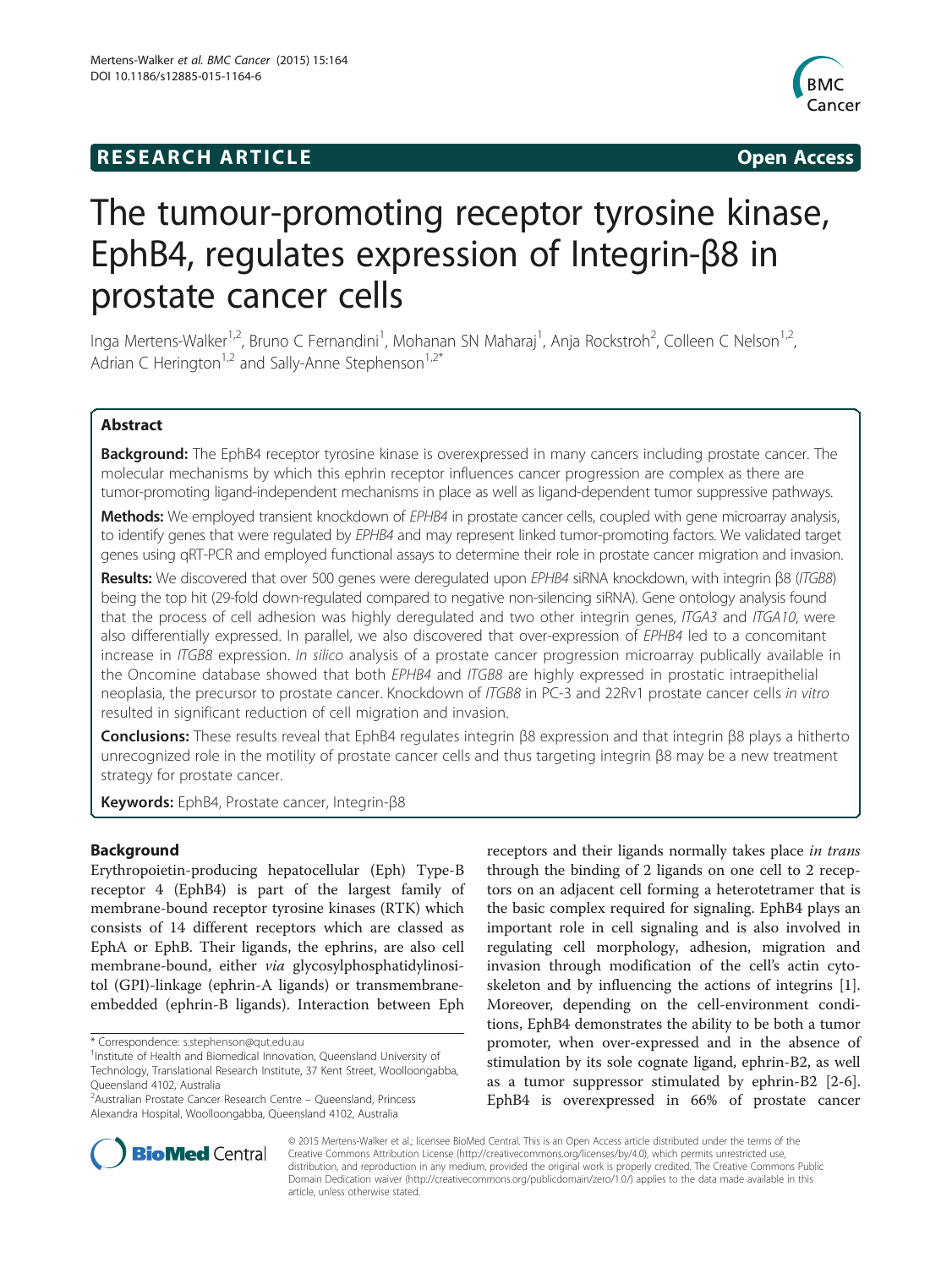RESEARCH ARTICLE Open Access

# The tumour-promoting receptor tyrosine kinase, EphB4, regulates expression of Integrin-β8 in prostate cancer cells

Inga Mertens-Walker[1,2], Bruno C Fernandini[1], Mohanan SN Maharaj[1], Anja Rockstroh[2], Colleen C Nelson[1,2], Adrian C Herington[1,2] and Sally-Anne Stephenson[1,2*]

## Abstract

**Background:** The EphB4 receptor tyrosine kinase is overexpressed in many cancers including prostate cancer. The molecular mechanisms by which this ephrin receptor influences cancer progression are complex as there are tumor-promoting ligand-independent mechanisms in place as well as ligand-dependent tumor suppressive pathways.

**Methods:** We employed transient knockdown of *EPHB4* in prostate cancer cells, coupled with gene microarray analysis, to identify genes that were regulated by *EPHB4* and may represent linked tumor-promoting factors. We validated target genes using qRT-PCR and employed functional assays to determine their role in prostate cancer migration and invasion.

**Results:** We discovered that over 500 genes were deregulated upon *EPHB4* siRNA knockdown, with integrin β8 (*ITGB8*) being the top hit (29-fold down-regulated compared to negative non-silencing siRNA). Gene ontology analysis found that the process of cell adhesion was highly deregulated and two other integrin genes, *ITGA3* and *ITGA10*, were also differentially expressed. In parallel, we also discovered that over-expression of *EPHB4* led to a concomitant increase in *ITGB8* expression. *In silico* analysis of a prostate cancer progression microarray publically available in the Oncomine database showed that both *EPHB4* and *ITGB8* are highly expressed in prostatic intraepithelial neoplasia, the precursor to prostate cancer. Knockdown of *ITGB8* in PC-3 and 22Rv1 prostate cancer cells *in vitro* resulted in significant reduction of cell migration and invasion.

**Conclusions:** These results reveal that EphB4 regulates integrin β8 expression and that integrin β8 plays a hitherto unrecognized role in the motility of prostate cancer cells and thus targeting integrin β8 may be a new treatment strategy for prostate cancer.

**Keywords:** EphB4, Prostate cancer, Integrin-β8

## Background

Erythropoietin-producing hepatocellular (Eph) Type-B receptor 4 (EphB4) is part of the largest family of membrane-bound receptor tyrosine kinases (RTK) which consists of 14 different receptors which are classed as EphA or EphB. Their ligands, the ephrins, are also cell membrane-bound, either *via* glycosylphosphatidylinositol (GPI)-linkage (ephrin-A ligands) or transmembrane-embedded (ephrin-B ligands). Interaction between Eph receptors and their ligands normally takes place *in trans* through the binding of 2 ligands on one cell to 2 receptors on an adjacent cell forming a heterotetramer that is the basic complex required for signaling. EphB4 plays an important role in cell signaling and is also involved in regulating cell morphology, adhesion, migration and invasion through modification of the cell's actin cytoskeleton and by influencing the actions of integrins [1]. Moreover, depending on the cell-environment conditions, EphB4 demonstrates the ability to be both a tumor promoter, when over-expressed and in the absence of stimulation by its sole cognate ligand, ephrin-B2, as well as a tumor suppressor stimulated by ephrin-B2 [2-6]. EphB4 is overexpressed in 66% of prostate cancer

\* Correspondence: s.stephenson@qut.edu.au
[1]Institute of Health and Biomedical Innovation, Queensland University of Technology, Translational Research Institute, 37 Kent Street, Woolloongabba, Queensland 4102, Australia
[2]Australian Prostate Cancer Research Centre – Queensland, Princess Alexandra Hospital, Woolloongabba, Queensland 4102, Australia

© 2015 Mertens-Walker et al.; licensee BioMed Central. This is an Open Access article distributed under the terms of the Creative Commons Attribution License (http://creativecommons.org/licenses/by/4.0), which permits unrestricted use, distribution, and reproduction in any medium, provided the original work is properly credited. The Creative Commons Public Domain Dedication waiver (http://creativecommons.org/publicdomain/zero/1.0/) applies to the data made available in this article, unless otherwise stated.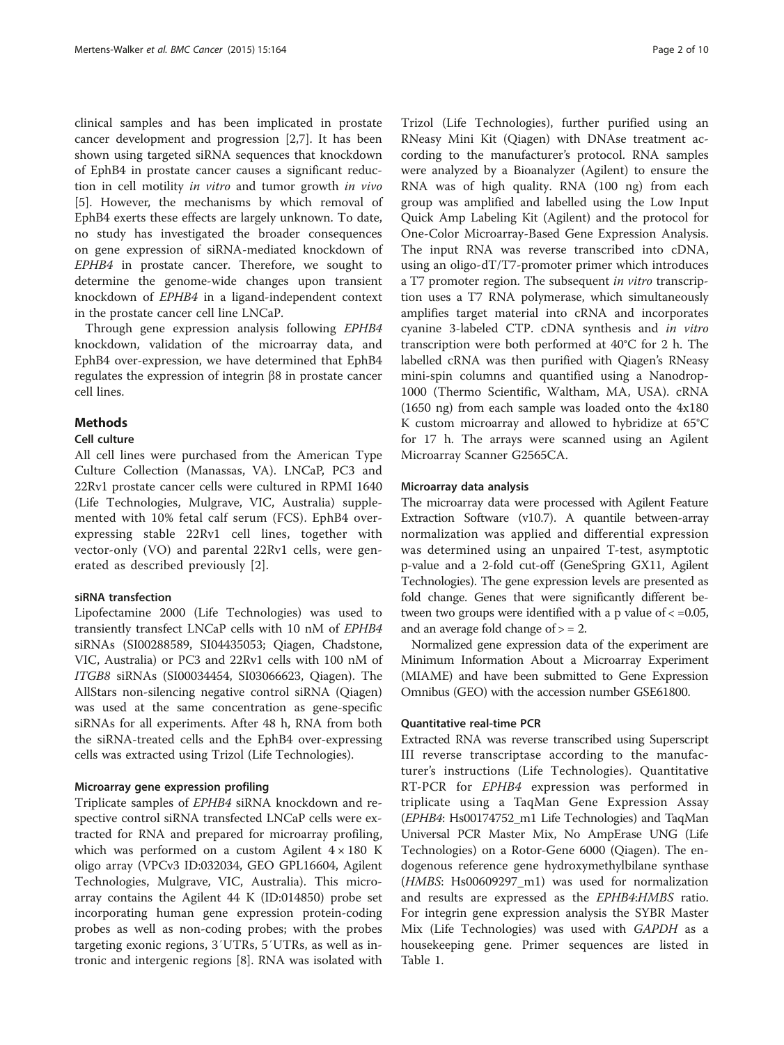clinical samples and has been implicated in prostate cancer development and progression [2,7]. It has been shown using targeted siRNA sequences that knockdown of EphB4 in prostate cancer causes a significant reduction in cell motility *in vitro* and tumor growth *in vivo* [5]. However, the mechanisms by which removal of EphB4 exerts these effects are largely unknown. To date, no study has investigated the broader consequences on gene expression of siRNA-mediated knockdown of *EPHB4* in prostate cancer. Therefore, we sought to determine the genome-wide changes upon transient knockdown of *EPHB4* in a ligand-independent context in the prostate cancer cell line LNCaP.

Through gene expression analysis following *EPHB4* knockdown, validation of the microarray data, and EphB4 over-expression, we have determined that EphB4 regulates the expression of integrin β8 in prostate cancer cell lines.

## Methods

### Cell culture

All cell lines were purchased from the American Type Culture Collection (Manassas, VA). LNCaP, PC3 and 22Rv1 prostate cancer cells were cultured in RPMI 1640 (Life Technologies, Mulgrave, VIC, Australia) supplemented with 10% fetal calf serum (FCS). EphB4 over-expressing stable 22Rv1 cell lines, together with vector-only (VO) and parental 22Rv1 cells, were generated as described previously [2].

### siRNA transfection

Lipofectamine 2000 (Life Technologies) was used to transiently transfect LNCaP cells with 10 nM of *EPHB4* siRNAs (SI00288589, SI04435053; Qiagen, Chadstone, VIC, Australia) or PC3 and 22Rv1 cells with 100 nM of *ITGB8* siRNAs (SI00034454, SI03066623, Qiagen). The AllStars non-silencing negative control siRNA (Qiagen) was used at the same concentration as gene-specific siRNAs for all experiments. After 48 h, RNA from both the siRNA-treated cells and the EphB4 over-expressing cells was extracted using Trizol (Life Technologies).

### Microarray gene expression profiling

Triplicate samples of *EPHB4* siRNA knockdown and respective control siRNA transfected LNCaP cells were extracted for RNA and prepared for microarray profiling, which was performed on a custom Agilent 4 × 180 K oligo array (VPCv3 ID:032034, GEO GPL16604, Agilent Technologies, Mulgrave, VIC, Australia). This microarray contains the Agilent 44 K (ID:014850) probe set incorporating human gene expression protein-coding probes as well as non-coding probes; with the probes targeting exonic regions, 3′UTRs, 5′UTRs, as well as intronic and intergenic regions [8]. RNA was isolated with Trizol (Life Technologies), further purified using an RNeasy Mini Kit (Qiagen) with DNAse treatment according to the manufacturer's protocol. RNA samples were analyzed by a Bioanalyzer (Agilent) to ensure the RNA was of high quality. RNA (100 ng) from each group was amplified and labelled using the Low Input Quick Amp Labeling Kit (Agilent) and the protocol for One-Color Microarray-Based Gene Expression Analysis. The input RNA was reverse transcribed into cDNA, using an oligo-dT/T7-promoter primer which introduces a T7 promoter region. The subsequent *in vitro* transcription uses a T7 RNA polymerase, which simultaneously amplifies target material into cRNA and incorporates cyanine 3-labeled CTP. cDNA synthesis and *in vitro* transcription were both performed at 40°C for 2 h. The labelled cRNA was then purified with Qiagen's RNeasy mini-spin columns and quantified using a Nanodrop-1000 (Thermo Scientific, Waltham, MA, USA). cRNA (1650 ng) from each sample was loaded onto the 4x180 K custom microarray and allowed to hybridize at 65°C for 17 h. The arrays were scanned using an Agilent Microarray Scanner G2565CA.

### Microarray data analysis

The microarray data were processed with Agilent Feature Extraction Software (v10.7). A quantile between-array normalization was applied and differential expression was determined using an unpaired T-test, asymptotic p-value and a 2-fold cut-off (GeneSpring GX11, Agilent Technologies). The gene expression levels are presented as fold change. Genes that were significantly different between two groups were identified with a p value of $< = 0.05$, and an average fold change of $> = 2$.

Normalized gene expression data of the experiment are Minimum Information About a Microarray Experiment (MIAME) and have been submitted to Gene Expression Omnibus (GEO) with the accession number GSE61800.

### Quantitative real-time PCR

Extracted RNA was reverse transcribed using Superscript III reverse transcriptase according to the manufacturer's instructions (Life Technologies). Quantitative RT-PCR for *EPHB4* expression was performed in triplicate using a TaqMan Gene Expression Assay (*EPHB4*: Hs00174752_m1 Life Technologies) and TaqMan Universal PCR Master Mix, No AmpErase UNG (Life Technologies) on a Rotor-Gene 6000 (Qiagen). The endogenous reference gene hydroxymethylbilane synthase (*HMBS*: Hs00609297_m1) was used for normalization and results are expressed as the *EPHB4*:*HMBS* ratio. For integrin gene expression analysis the SYBR Master Mix (Life Technologies) was used with *GAPDH* as a housekeeping gene. Primer sequences are listed in Table 1.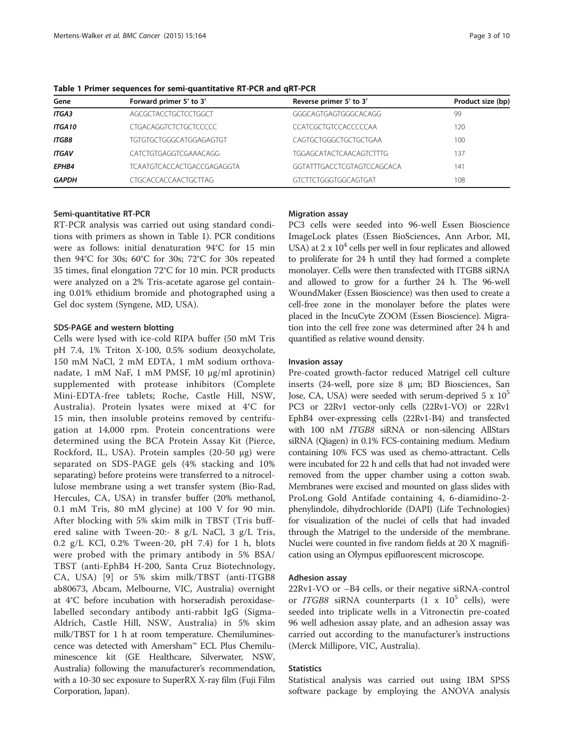**Table 1 Primer sequences for semi-quantitative RT-PCR and qRT-PCR**

| Gene | Forward primer 5' to 3' | Reverse primer 5' to 3' | Product size (bp) |
|---|---|---|---|
| *ITGA3* | AGCGCTACCTGCTCCTGGCT | GGGCAGTGAGTGGGCACAGG | 99 |
| *ITGA10* | CTGACAGGTCTCTGCTCCCCC | CCATCGCTGTCCACCCCCAA | 120 |
| *ITGB8* | TGTGTGCTGGGCATGGAGAGTGT | CAGTGCTGGGCTGCTGCTGAA | 100 |
| *ITGAV* | CATCTGTGAGGTCGAAACAGG | TGGAGCATACTCAACAGTCTTTG | 137 |
| *EPHB4* | TCAATGTCACCACTGACCGAGAGGTA | GGTATTTGACCTCGTAGTCCAGCACA | 141 |
| *GAPDH* | CTGCACCACCAACTGCTTAG | GTCTTCTGGGTGGCAGTGAT | 108 |

### Semi-quantitative RT-PCR

RT-PCR analysis was carried out using standard conditions with primers as shown in Table 1). PCR conditions were as follows: initial denaturation 94°C for 15 min then 94°C for 30s; 60°C for 30s; 72°C for 30s repeated 35 times, final elongation 72°C for 10 min. PCR products were analyzed on a 2% Tris-acetate agarose gel containing 0.01% ethidium bromide and photographed using a Gel doc system (Syngene, MD, USA).

### SDS-PAGE and western blotting

Cells were lysed with ice-cold RIPA buffer (50 mM Tris pH 7.4, 1% Triton X-100, 0.5% sodium deoxycholate, 150 mM NaCl, 2 mM EDTA, 1 mM sodium orthovanadate, 1 mM NaF, 1 mM PMSF, 10 μg/ml aprotinin) supplemented with protease inhibitors (Complete Mini-EDTA-free tablets; Roche, Castle Hill, NSW, Australia). Protein lysates were mixed at 4°C for 15 min, then insoluble proteins removed by centrifugation at 14,000 rpm. Protein concentrations were determined using the BCA Protein Assay Kit (Pierce, Rockford, IL, USA). Protein samples (20-50 μg) were separated on SDS-PAGE gels (4% stacking and 10% separating) before proteins were transferred to a nitrocellulose membrane using a wet transfer system (Bio-Rad, Hercules, CA, USA) in transfer buffer (20% methanol, 0.1 mM Tris, 80 mM glycine) at 100 V for 90 min. After blocking with 5% skim milk in TBST (Tris buffered saline with Tween-20:- 8 g/L NaCl, 3 g/L Tris, 0.2 g/L KCl, 0.2% Tween-20, pH 7.4) for 1 h, blots were probed with the primary antibody in 5% BSA/TBST (anti-EphB4 H-200, Santa Cruz Biotechnology, CA, USA) [9] or 5% skim milk/TBST (anti-ITGB8 ab80673, Abcam, Melbourne, VIC, Australia) overnight at 4°C before incubation with horseradish peroxidase-labelled secondary antibody anti-rabbit IgG (Sigma-Aldrich, Castle Hill, NSW, Australia) in 5% skim milk/TBST for 1 h at room temperature. Chemiluminescence was detected with Amersham™ ECL Plus Chemiluminescence kit (GE Healthcare, Silverwater, NSW, Australia) following the manufacturer's recommendation, with a 10-30 sec exposure to SuperRX X-ray film (Fuji Film Corporation, Japan).

### Migration assay

PC3 cells were seeded into 96-well Essen Bioscience ImageLock plates (Essen BioSciences, Ann Arbor, MI, USA) at 2 x $10^4$ cells per well in four replicates and allowed to proliferate for 24 h until they had formed a complete monolayer. Cells were then transfected with ITGB8 siRNA and allowed to grow for a further 24 h. The 96-well WoundMaker (Essen Bioscience) was then used to create a cell-free zone in the monolayer before the plates were placed in the IncuCyte ZOOM (Essen Bioscience). Migration into the cell free zone was determined after 24 h and quantified as relative wound density.

### Invasion assay

Pre-coated growth-factor reduced Matrigel cell culture inserts (24-well, pore size 8 μm; BD Biosciences, San Jose, CA, USA) were seeded with serum-deprived 5 x $10^5$ PC3 or 22Rv1 vector-only cells (22Rv1-VO) or 22Rv1 EphB4 over-expressing cells (22Rv1-B4) and transfected with 100 nM *ITGB8* siRNA or non-silencing AllStars siRNA (Qiagen) in 0.1% FCS-containing medium. Medium containing 10% FCS was used as chemo-attractant. Cells were incubated for 22 h and cells that had not invaded were removed from the upper chamber using a cotton swab. Membranes were excised and mounted on glass slides with ProLong Gold Antifade containing 4, 6-diamidino-2-phenylindole, dihydrochloride (DAPI) (Life Technologies) for visualization of the nuclei of cells that had invaded through the Matrigel to the underside of the membrane. Nuclei were counted in five random fields at 20 X magnification using an Olympus epifluorescent microscope.

### Adhesion assay

22Rv1-VO or –B4 cells, or their negative siRNA-control or *ITGB8* siRNA counterparts (1 x $10^5$ cells), were seeded into triplicate wells in a Vitronectin pre-coated 96 well adhesion assay plate, and an adhesion assay was carried out according to the manufacturer's instructions (Merck Millipore, VIC, Australia).

### Statistics

Statistical analysis was carried out using IBM SPSS software package by employing the ANOVA analysis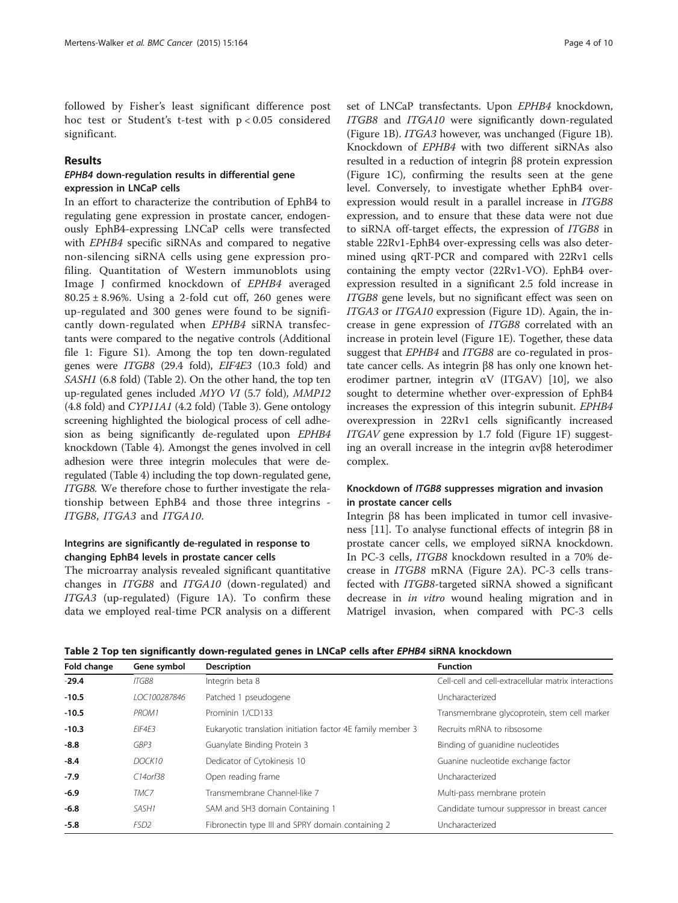followed by Fisher's least significant difference post hoc test or Student's t-test with $p < 0.05$ considered significant.

## Results

### *EPHB4* down-regulation results in differential gene expression in LNCaP cells

In an effort to characterize the contribution of EphB4 to regulating gene expression in prostate cancer, endogenously EphB4-expressing LNCaP cells were transfected with *EPHB4* specific siRNAs and compared to negative non-silencing siRNA cells using gene expression profiling. Quantitation of Western immunoblots using Image J confirmed knockdown of *EPHB4* averaged $80.25 \pm 8.96\%$. Using a 2-fold cut off, 260 genes were up-regulated and 300 genes were found to be significantly down-regulated when *EPHB4* siRNA transfectants were compared to the negative controls (Additional file 1: Figure S1). Among the top ten down-regulated genes were *ITGB8* (29.4 fold), *EIF4E3* (10.3 fold) and *SASH1* (6.8 fold) (Table 2). On the other hand, the top ten up-regulated genes included *MYO VI* (5.7 fold), *MMP12* (4.8 fold) and *CYP11A1* (4.2 fold) (Table 3). Gene ontology screening highlighted the biological process of cell adhesion as being significantly de-regulated upon *EPHB4* knockdown (Table 4). Amongst the genes involved in cell adhesion were three integrin molecules that were de-regulated (Table 4) including the top down-regulated gene, *ITGB8*. We therefore chose to further investigate the relationship between EphB4 and those three integrins - *ITGB8*, *ITGA3* and *ITGA10*.

### Integrins are significantly de-regulated in response to changing EphB4 levels in prostate cancer cells

The microarray analysis revealed significant quantitative changes in *ITGB8* and *ITGA10* (down-regulated) and *ITGA3* (up-regulated) (Figure 1A). To confirm these data we employed real-time PCR analysis on a different set of LNCaP transfectants. Upon *EPHB4* knockdown, *ITGB8* and *ITGA10* were significantly down-regulated (Figure 1B). *ITGA3* however, was unchanged (Figure 1B). Knockdown of *EPHB4* with two different siRNAs also resulted in a reduction of integrin β8 protein expression (Figure 1C), confirming the results seen at the gene level. Conversely, to investigate whether EphB4 over-expression would result in a parallel increase in *ITGB8* expression, and to ensure that these data were not due to siRNA off-target effects, the expression of *ITGB8* in stable 22Rv1-EphB4 over-expressing cells was also determined using qRT-PCR and compared with 22Rv1 cells containing the empty vector (22Rv1-VO). EphB4 over-expression resulted in a significant 2.5 fold increase in *ITGB8* gene levels, but no significant effect was seen on *ITGA3* or *ITGA10* expression (Figure 1D). Again, the increase in gene expression of *ITGB8* correlated with an increase in protein level (Figure 1E). Together, these data suggest that *EPHB4* and *ITGB8* are co-regulated in prostate cancer cells. As integrin β8 has only one known heterodimer partner, integrin αV (ITGAV) [10], we also sought to determine whether over-expression of EphB4 increases the expression of this integrin subunit. *EPHB4* overexpression in 22Rv1 cells significantly increased *ITGAV* gene expression by 1.7 fold (Figure 1F) suggesting an overall increase in the integrin αvβ8 heterodimer complex.

### Knockdown of *ITGB8* suppresses migration and invasion in prostate cancer cells

Integrin β8 has been implicated in tumor cell invasiveness [11]. To analyse functional effects of integrin β8 in prostate cancer cells, we employed siRNA knockdown. In PC-3 cells, *ITGB8* knockdown resulted in a 70% decrease in *ITGB8* mRNA (Figure 2A). PC-3 cells transfected with *ITGB8*-targeted siRNA showed a significant decrease in *in vitro* wound healing migration and in Matrigel invasion, when compared with PC-3 cells

**Table 2 Top ten significantly down-regulated genes in LNCaP cells after *EPHB4* siRNA knockdown**

| Fold change | Gene symbol | Description | Function |
|---|---|---|---|
| **-29.4** | *ITGB8* | Integrin beta 8 | Cell-cell and cell-extracellular matrix interactions |
| **-10.5** | *LOC100287846* | Patched 1 pseudogene | Uncharacterized |
| **-10.5** | *PROM1* | Prominin 1/CD133 | Transmembrane glycoprotein, stem cell marker |
| **-10.3** | *EIF4E3* | Eukaryotic translation initiation factor 4E family member 3 | Recruits mRNA to ribosome |
| **-8.8** | *GBP3* | Guanylate Binding Protein 3 | Binding of guanidine nucleotides |
| **-8.4** | *DOCK10* | Dedicator of Cytokinesis 10 | Guanine nucleotide exchange factor |
| **-7.9** | *C14orf38* | Open reading frame | Uncharacterized |
| **-6.9** | *TMC7* | Transmembrane Channel-like 7 | Multi-pass membrane protein |
| **-6.8** | *SASH1* | SAM and SH3 domain Containing 1 | Candidate tumour suppressor in breast cancer |
| **-5.8** | *FSD2* | Fibronectin type III and SPRY domain containing 2 | Uncharacterized |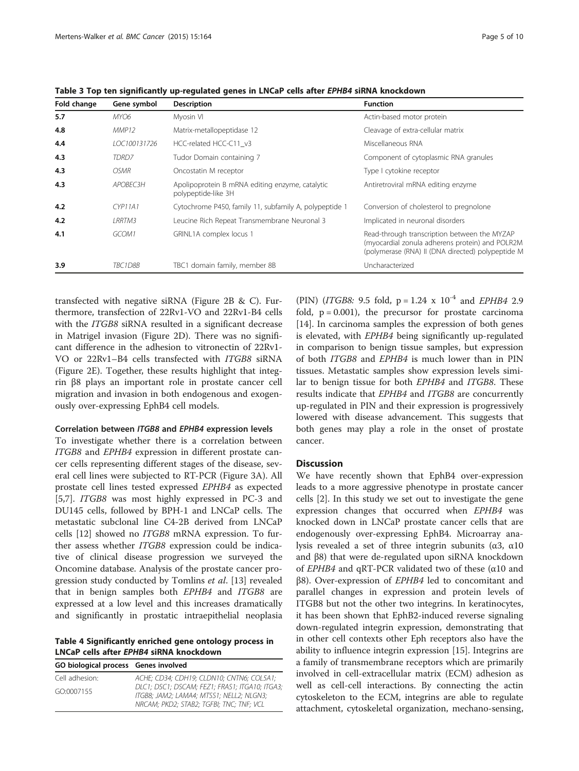**Table 3 Top ten significantly up-regulated genes in LNCaP cells after *EPHB4* siRNA knockdown**

| Fold change | Gene symbol | Description | Function |
|---|---|---|---|
| **5.7** | *MYO6* | Myosin VI | Actin-based motor protein |
| **4.8** | *MMP12* | Matrix-metallopeptidase 12 | Cleavage of extra-cellular matrix |
| **4.4** | *LOC100131726* | HCC-related HCC-C11_v3 | Miscellaneous RNA |
| **4.3** | *TDRD7* | Tudor Domain containing 7 | Component of cytoplasmic RNA granules |
| **4.3** | *OSMR* | Oncostatin M receptor | Type I cytokine receptor |
| **4.3** | *APOBEC3H* | Apolipoprotein B mRNA editing enzyme, catalytic polypeptide-like 3H | Antiretroviral mRNA editing enzyme |
| **4.2** | *CYP11A1* | Cytochrome P450, family 11, subfamily A, polypeptide 1 | Conversion of cholesterol to pregnolone |
| **4.2** | *LRRTM3* | Leucine Rich Repeat Transmembrane Neuronal 3 | Implicated in neuronal disorders |
| **4.1** | *GCOM1* | GRINL1A complex locus 1 | Read-through transcription between the MYZAP (myocardial zonula adherens protein) and POLR2M (polymerase (RNA) II (DNA directed) polypeptide M |
| **3.9** | *TBC1D8B* | TBC1 domain family, member 8B | Uncharacterized |

transfected with negative siRNA (Figure 2B & C). Furthermore, transfection of 22Rv1-VO and 22Rv1-B4 cells with the *ITGB8* siRNA resulted in a significant decrease in Matrigel invasion (Figure 2D). There was no significant difference in the adhesion to vitronectin of 22Rv1-VO or 22Rv1–B4 cells transfected with *ITGB8* siRNA (Figure 2E). Together, these results highlight that integrin β8 plays an important role in prostate cancer cell migration and invasion in both endogenous and exogenously over-expressing EphB4 cell models.

#### Correlation between *ITGB8* and *EPHB4* expression levels

To investigate whether there is a correlation between *ITGB8* and *EPHB4* expression in different prostate cancer cells representing different stages of the disease, several cell lines were subjected to RT-PCR (Figure 3A). All prostate cell lines tested expressed *EPHB4* as expected [5,7]. *ITGB8* was most highly expressed in PC-3 and DU145 cells, followed by BPH-1 and LNCaP cells. The metastatic subclonal line C4-2B derived from LNCaP cells [12] showed no *ITGB8* mRNA expression. To further assess whether *ITGB8* expression could be indicative of clinical disease progression we surveyed the Oncomine database. Analysis of the prostate cancer progression study conducted by Tomlins *et al*. [13] revealed that in benign samples both *EPHB4* and *ITGB8* are expressed at a low level and this increases dramatically and significantly in prostatic intraepithelial neoplasia (PIN) (*ITGB8:* 9.5 fold, $p = 1.24 \times 10^{-4}$ and *EPHB4* 2.9 fold, $p = 0.001$), the precursor for prostate carcinoma [14]. In carcinoma samples the expression of both genes is elevated, with *EPHB4* being significantly up-regulated in comparison to benign tissue samples, but expression of both *ITGB8* and *EPHB4* is much lower than in PIN tissues. Metastatic samples show expression levels similar to benign tissue for both *EPHB4* and *ITGB8*. These results indicate that *EPHB4* and *ITGB8* are concurrently up-regulated in PIN and their expression is progressively lowered with disease advancement. This suggests that both genes may play a role in the onset of prostate cancer.

**Table 4 Significantly enriched gene ontology process in LNCaP cells after *EPHB4* siRNA knockdown**

| GO biological process | Genes involved |
|---|---|
| Cell adhesion: GO:0007155 | *ACHE; CD34; CDH19; CLDN10; CNTN6; COL5A1; DLC1; DSC1; DSCAM; FEZ1; FRAS1; ITGA10; ITGA3; ITGB8; JAM2; LAMA4; MTSS1; NELL2; NLGN3; NRCAM; PKD2; STAB2; TGFBI; TNC; TNF; VCL* |

## Discussion

We have recently shown that EphB4 over-expression leads to a more aggressive phenotype in prostate cancer cells [2]. In this study we set out to investigate the gene expression changes that occurred when *EPHB4* was knocked down in LNCaP prostate cancer cells that are endogenously over-expressing EphB4. Microarray analysis revealed a set of three integrin subunits (α3, α10 and β8) that were de-regulated upon siRNA knockdown of *EPHB4* and qRT-PCR validated two of these (α10 and β8). Over-expression of *EPHB4* led to concomitant and parallel changes in expression and protein levels of ITGB8 but not the other two integrins. In keratinocytes, it has been shown that EphB2-induced reverse signaling down-regulated integrin expression, demonstrating that in other cell contexts other Eph receptors also have the ability to influence integrin expression [15]. Integrins are a family of transmembrane receptors which are primarily involved in cell-extracellular matrix (ECM) adhesion as well as cell-cell interactions. By connecting the actin cytoskeleton to the ECM, integrins are able to regulate attachment, cytoskeletal organization, mechano-sensing,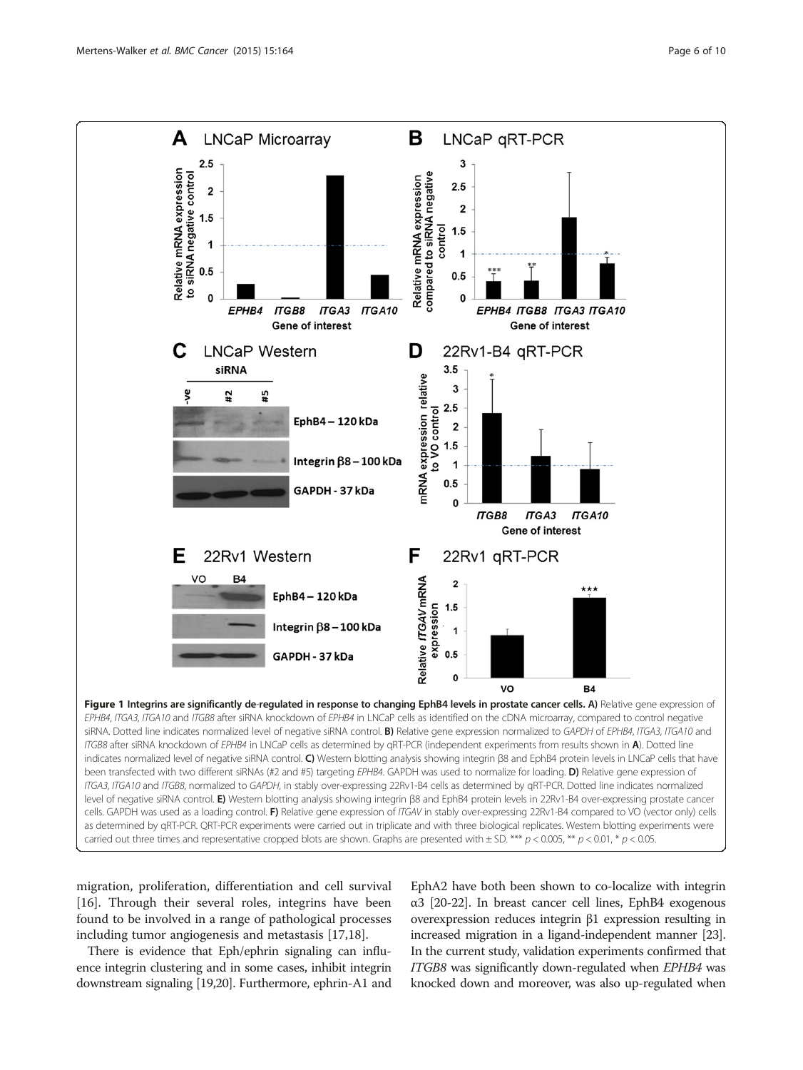**Figure 1 Integrins are significantly de-regulated in response to changing EphB4 levels in prostate cancer cells. A)** Relative gene expression of *EPHB4*, *ITGA3*, *ITGA10* and *ITGB8* after siRNA knockdown of *EPHB4* in LNCaP cells as identified on the cDNA microarray, compared to control negative siRNA. Dotted line indicates normalized level of negative siRNA control. **B)** Relative gene expression normalized to *GAPDH* of *EPHB4*, *ITGA3*, *ITGA10* and *ITGB8* after siRNA knockdown of *EPHB4* in LNCaP cells as determined by qRT-PCR (independent experiments from results shown in **A**). Dotted line indicates normalized level of negative siRNA control. **C)** Western blotting analysis showing integrin β8 and EphB4 protein levels in LNCaP cells that have been transfected with two different siRNAs (#2 and #5) targeting *EPHB4*. GAPDH was used to normalize for loading. **D)** Relative gene expression of *ITGA3*, *ITGA10* and *ITGB8*, normalized to *GAPDH*, in stably over-expressing 22Rv1-B4 cells as determined by qRT-PCR. Dotted line indicates normalized level of negative siRNA control. **E)** Western blotting analysis showing integrin β8 and EphB4 protein levels in 22Rv1-B4 over-expressing prostate cancer cells. GAPDH was used as a loading control. **F)** Relative gene expression of *ITGAV* in stably over-expressing 22Rv1-B4 compared to VO (vector only) cells as determined by qRT-PCR. QRT-PCR experiments were carried out in triplicate and with three biological replicates. Western blotting experiments were carried out three times and representative cropped blots are shown. Graphs are presented with ± SD. *** $p < 0.005$, ** $p < 0.01$, * $p < 0.05$.

migration, proliferation, differentiation and cell survival [16]. Through their several roles, integrins have been found to be involved in a range of pathological processes including tumor angiogenesis and metastasis [17,18].

There is evidence that Eph/ephrin signaling can influence integrin clustering and in some cases, inhibit integrin downstream signaling [19,20]. Furthermore, ephrin-A1 and EphA2 have both been shown to co-localize with integrin α3 [20-22]. In breast cancer cell lines, EphB4 exogenous overexpression reduces integrin β1 expression resulting in increased migration in a ligand-independent manner [23]. In the current study, validation experiments confirmed that *ITGB8* was significantly down-regulated when *EPHB4* was knocked down and moreover, was also up-regulated when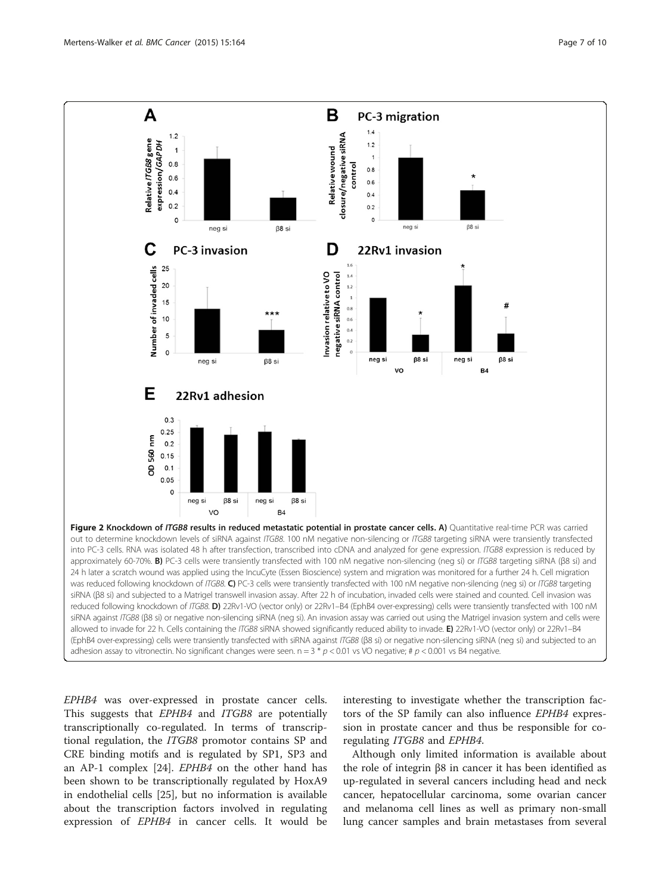**Figure 2 Knockdown of *ITGB8* results in reduced metastatic potential in prostate cancer cells. A)** Quantitative real-time PCR was carried out to determine knockdown levels of siRNA against *ITGB8*. 100 nM negative non-silencing or *ITGB8* targeting siRNA were transiently transfected into PC-3 cells. RNA was isolated 48 h after transfection, transcribed into cDNA and analyzed for gene expression. *ITGB8* expression is reduced by approximately 60-70%. **B)** PC-3 cells were transiently transfected with 100 nM negative non-silencing (neg si) or *ITGB8* targeting siRNA (β8 si) and 24 h later a scratch wound was applied using the IncuCyte (Essen Bioscience) system and migration was monitored for a further 24 h. Cell migration was reduced following knockdown of *ITGB8*. **C)** PC-3 cells were transiently transfected with 100 nM negative non-silencing (neg si) or *ITGB8* targeting siRNA (β8 si) and subjected to a Matrigel transwell invasion assay. After 22 h of incubation, invaded cells were stained and counted. Cell invasion was reduced following knockdown of *ITGB8*. **D)** 22Rv1-VO (vector only) or 22Rv1–B4 (EphB4 over-expressing) cells were transiently transfected with 100 nM siRNA against *ITGB8* (β8 si) or negative non-silencing siRNA (neg si). An invasion assay was carried out using the Matrigel invasion system and cells were allowed to invade for 22 h. Cells containing the *ITGB8* siRNA showed significantly reduced ability to invade. **E)** 22Rv1-VO (vector only) or 22Rv1–B4 (EphB4 over-expressing) cells were transiently transfected with siRNA against *ITGB8* (β8 si) or negative non-silencing siRNA (neg si) and subjected to an adhesion assay to vitronectin. No significant changes were seen. n = 3 * $p < 0.01$ vs VO negative; # $p < 0.001$ vs B4 negative.

*EPHB4* was over-expressed in prostate cancer cells. This suggests that *EPHB4* and *ITGB8* are potentially transcriptionally co-regulated. In terms of transcriptional regulation, the *ITGB8* promotor contains SP and CRE binding motifs and is regulated by SP1, SP3 and an AP-1 complex [24]. *EPHB4* on the other hand has been shown to be transcriptionally regulated by HoxA9 in endothelial cells [25], but no information is available about the transcription factors involved in regulating expression of *EPHB4* in cancer cells. It would be interesting to investigate whether the transcription factors of the SP family can also influence *EPHB4* expression in prostate cancer and thus be responsible for co-regulating *ITGB8* and *EPHB4*.

Although only limited information is available about the role of integrin β8 in cancer it has been identified as up-regulated in several cancers including head and neck cancer, hepatocellular carcinoma, some ovarian cancer and melanoma cell lines as well as primary non-small lung cancer samples and brain metastases from several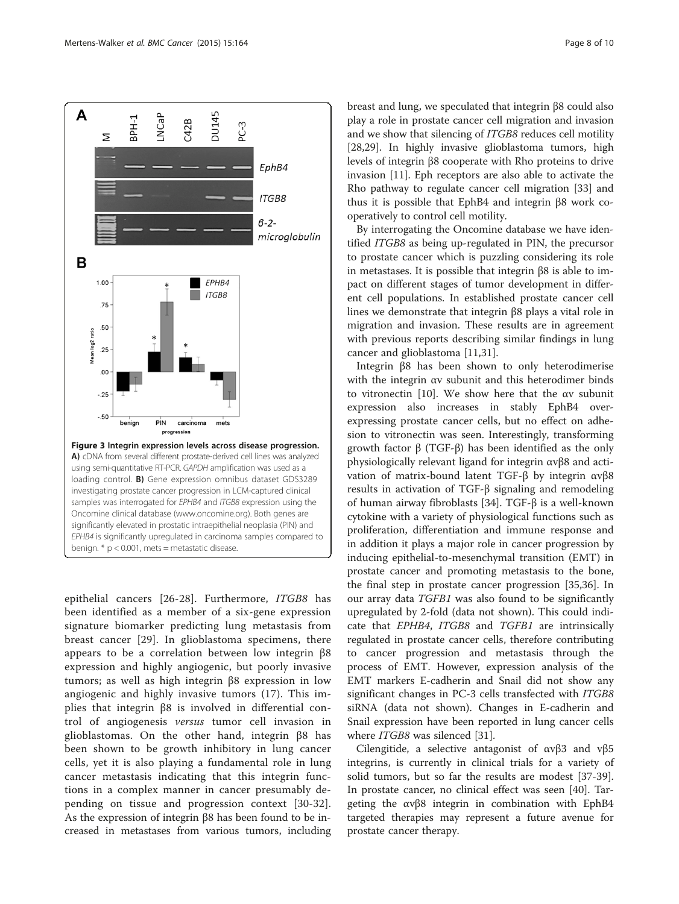**Figure 3 Integrin expression levels across disease progression.** **A)** cDNA from several different prostate-derived cell lines was analyzed using semi-quantitative RT-PCR. *GAPDH* amplification was used as a loading control. **B)** Gene expression omnibus dataset GDS3289 investigating prostate cancer progression in LCM-captured clinical samples was interrogated for *EPHB4* and *ITGB8* expression using the Oncomine clinical database (www.oncomine.org). Both genes are significantly elevated in prostatic intraepithelial neoplasia (PIN) and *EPHB4* is significantly upregulated in carcinoma samples compared to benign. * $p < 0.001$, mets = metastatic disease.

epithelial cancers [26-28]. Furthermore, *ITGB8* has been identified as a member of a six-gene expression signature biomarker predicting lung metastasis from breast cancer [29]. In glioblastoma specimens, there appears to be a correlation between low integrin β8 expression and highly angiogenic, but poorly invasive tumors; as well as high integrin β8 expression in low angiogenic and highly invasive tumors (17). This implies that integrin β8 is involved in differential control of angiogenesis *versus* tumor cell invasion in glioblastomas. On the other hand, integrin β8 has been shown to be growth inhibitory in lung cancer cells, yet it is also playing a fundamental role in lung cancer metastasis indicating that this integrin functions in a complex manner in cancer presumably depending on tissue and progression context [30-32]. As the expression of integrin β8 has been found to be increased in metastases from various tumors, including breast and lung, we speculated that integrin β8 could also play a role in prostate cancer cell migration and invasion and we show that silencing of *ITGB8* reduces cell motility [28,29]. In highly invasive glioblastoma tumors, high levels of integrin β8 cooperate with Rho proteins to drive invasion [11]. Eph receptors are also able to activate the Rho pathway to regulate cancer cell migration [33] and thus it is possible that EphB4 and integrin β8 work cooperatively to control cell motility.

By interrogating the Oncomine database we have identified *ITGB8* as being up-regulated in PIN, the precursor to prostate cancer which is puzzling considering its role in metastases. It is possible that integrin β8 is able to impact on different stages of tumor development in different cell populations. In established prostate cancer cell lines we demonstrate that integrin β8 plays a vital role in migration and invasion. These results are in agreement with previous reports describing similar findings in lung cancer and glioblastoma [11,31].

Integrin β8 has been shown to only heterodimerise with the integrin αv subunit and this heterodimer binds to vitronectin [10]. We show here that the αv subunit expression also increases in stably EphB4 overexpressing prostate cancer cells, but no effect on adhesion to vitronectin was seen. Interestingly, transforming growth factor β (TGF-β) has been identified as the only physiologically relevant ligand for integrin αvβ8 and activation of matrix-bound latent TGF-β by integrin αvβ8 results in activation of TGF-β signaling and remodeling of human airway fibroblasts [34]. TGF-β is a well-known cytokine with a variety of physiological functions such as proliferation, differentiation and immune response and in addition it plays a major role in cancer progression by inducing epithelial-to-mesenchymal transition (EMT) in prostate cancer and promoting metastasis to the bone, the final step in prostate cancer progression [35,36]. In our array data *TGFB1* was also found to be significantly upregulated by 2-fold (data not shown). This could indicate that *EPHB4*, *ITGB8* and *TGFB1* are intrinsically regulated in prostate cancer cells, therefore contributing to cancer progression and metastasis through the process of EMT. However, expression analysis of the EMT markers E-cadherin and Snail did not show any significant changes in PC-3 cells transfected with *ITGB8* siRNA (data not shown). Changes in E-cadherin and Snail expression have been reported in lung cancer cells where *ITGB8* was silenced [31].

Cilengitide, a selective antagonist of αvβ3 and vβ5 integrins, is currently in clinical trials for a variety of solid tumors, but so far the results are modest [37-39]. In prostate cancer, no clinical effect was seen [40]. Targeting the αvβ8 integrin in combination with EphB4 targeted therapies may represent a future avenue for prostate cancer therapy.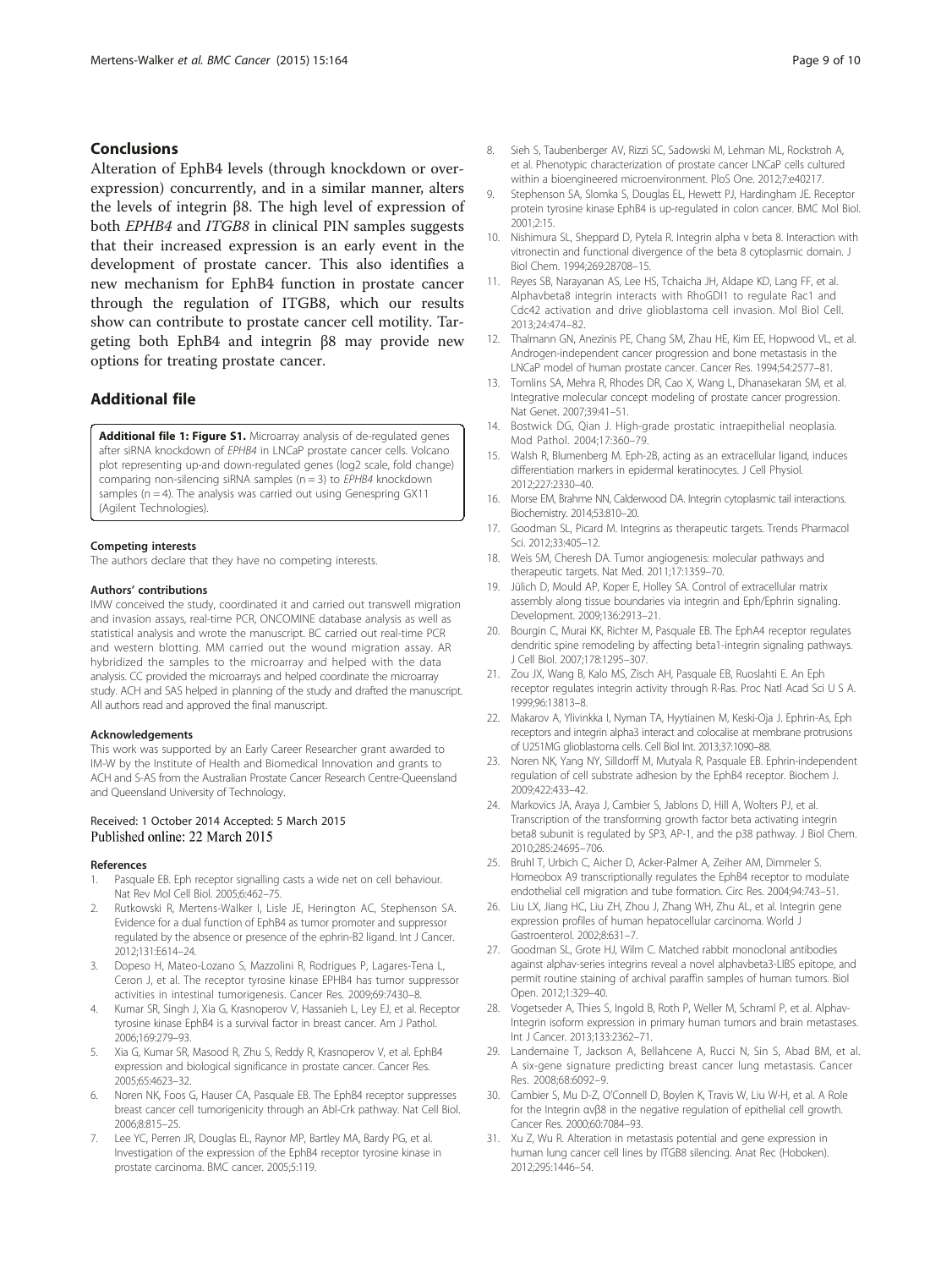## Conclusions

Alteration of EphB4 levels (through knockdown or overexpression) concurrently, and in a similar manner, alters the levels of integrin β8. The high level of expression of both *EPHB4* and *ITGB8* in clinical PIN samples suggests that their increased expression is an early event in the development of prostate cancer. This also identifies a new mechanism for EphB4 function in prostate cancer through the regulation of ITGB8, which our results show can contribute to prostate cancer cell motility. Targeting both EphB4 and integrin β8 may provide new options for treating prostate cancer.

## Additional file

**Additional file 1: Figure S1.** Microarray analysis of de-regulated genes after siRNA knockdown of *EPHB4* in LNCaP prostate cancer cells. Volcano plot representing up-and down-regulated genes (log2 scale, fold change) comparing non-silencing siRNA samples (n = 3) to *EPHB4* knockdown samples (n = 4). The analysis was carried out using Genespring GX11 (Agilent Technologies).

#### Competing interests

The authors declare that they have no competing interests.

#### Authors' contributions

IMW conceived the study, coordinated it and carried out transwell migration and invasion assays, real-time PCR, ONCOMINE database analysis as well as statistical analysis and wrote the manuscript. BC carried out real-time PCR and western blotting. MM carried out the wound migration assay. AR hybridized the samples to the microarray and helped with the data analysis. CC provided the microarrays and helped coordinate the microarray study. ACH and SAS helped in planning of the study and drafted the manuscript. All authors read and approved the final manuscript.

#### Acknowledgements

This work was supported by an Early Career Researcher grant awarded to IM-W by the Institute of Health and Biomedical Innovation and grants to ACH and S-AS from the Australian Prostate Cancer Research Centre-Queensland and Queensland University of Technology.

Received: 1 October 2014 Accepted: 5 March 2015
Published online: 22 March 2015

#### References

1. Pasquale EB. Eph receptor signalling casts a wide net on cell behaviour. Nat Rev Mol Cell Biol. 2005;6:462–75.
2. Rutkowski R, Mertens-Walker I, Lisle JE, Herington AC, Stephenson SA. Evidence for a dual function of EphB4 as tumor promoter and suppressor regulated by the absence or presence of the ephrin-B2 ligand. Int J Cancer. 2012;131:E614–24.
3. Dopeso H, Mateo-Lozano S, Mazzolini R, Rodrigues P, Lagares-Tena L, Ceron J, et al. The receptor tyrosine kinase EPHB4 has tumor suppressor activities in intestinal tumorigenesis. Cancer Res. 2009;69:7430–8.
4. Kumar SR, Singh J, Xia G, Krasnoperov V, Hassanieh L, Ley EJ, et al. Receptor tyrosine kinase EphB4 is a survival factor in breast cancer. Am J Pathol. 2006;169:279–93.
5. Xia G, Kumar SR, Masood R, Zhu S, Reddy R, Krasnoperov V, et al. EphB4 expression and biological significance in prostate cancer. Cancer Res. 2005;65:4623–32.
6. Noren NK, Foos G, Hauser CA, Pasquale EB. The EphB4 receptor suppresses breast cancer cell tumorigenicity through an Abl-Crk pathway. Nat Cell Biol. 2006;8:815–25.
7. Lee YC, Perren JR, Douglas EL, Raynor MP, Bartley MA, Bardy PG, et al. Investigation of the expression of the EphB4 receptor tyrosine kinase in prostate carcinoma. BMC cancer. 2005;5:119.
8. Sieh S, Taubenberger AV, Rizzi SC, Sadowski M, Lehman ML, Rockstroh A, et al. Phenotypic characterization of prostate cancer LNCaP cells cultured within a bioengineered microenvironment. PloS One. 2012;7:e40217.
9. Stephenson SA, Slomka S, Douglas EL, Hewett PJ, Hardingham JE. Receptor protein tyrosine kinase EphB4 is up-regulated in colon cancer. BMC Mol Biol. 2001;2:15.
10. Nishimura SL, Sheppard D, Pytela R. Integrin alpha v beta 8. Interaction with vitronectin and functional divergence of the beta 8 cytoplasmic domain. J Biol Chem. 1994;269:28708–15.
11. Reyes SB, Narayanan AS, Lee HS, Tchaicha JH, Aldape KD, Lang FF, et al. Alphavbeta8 integrin interacts with RhoGDI1 to regulate Rac1 and Cdc42 activation and drive glioblastoma cell invasion. Mol Biol Cell. 2013;24:474–82.
12. Thalmann GN, Anezinis PE, Chang SM, Zhau HE, Kim EE, Hopwood VL, et al. Androgen-independent cancer progression and bone metastasis in the LNCaP model of human prostate cancer. Cancer Res. 1994;54:2577–81.
13. Tomlins SA, Mehra R, Rhodes DR, Cao X, Wang L, Dhanasekaran SM, et al. Integrative molecular concept modeling of prostate cancer progression. Nat Genet. 2007;39:41–51.
14. Bostwick DG, Qian J. High-grade prostatic intraepithelial neoplasia. Mod Pathol. 2004;17:360–79.
15. Walsh R, Blumenberg M. Eph-2B, acting as an extracellular ligand, induces differentiation markers in epidermal keratinocytes. J Cell Physiol. 2012;227:2330–40.
16. Morse EM, Brahme NN, Calderwood DA. Integrin cytoplasmic tail interactions. Biochemistry. 2014;53:810–20.
17. Goodman SL, Picard M. Integrins as therapeutic targets. Trends Pharmacol Sci. 2012;33:405–12.
18. Weis SM, Cheresh DA. Tumor angiogenesis: molecular pathways and therapeutic targets. Nat Med. 2011;17:1359–70.
19. Jülich D, Mould AP, Koper E, Holley SA. Control of extracellular matrix assembly along tissue boundaries via integrin and Eph/Ephrin signaling. Development. 2009;136:2913–21.
20. Bourgin C, Murai KK, Richter M, Pasquale EB. The EphA4 receptor regulates dendritic spine remodeling by affecting beta1-integrin signaling pathways. J Cell Biol. 2007;178:1295–307.
21. Zou JX, Wang B, Kalo MS, Zisch AH, Pasquale EB, Ruoslahti E. An Eph receptor regulates integrin activity through R-Ras. Proc Natl Acad Sci U S A. 1999;96:13813–8.
22. Makarov A, Ylivinkka I, Nyman TA, Hyytiainen M, Keski-Oja J. Ephrin-As, Eph receptors and integrin alpha3 interact and colocalise at membrane protrusions of U251MG glioblastoma cells. Cell Biol Int. 2013;37:1090–88.
23. Noren NK, Yang NY, Silldorff M, Mutyala R, Pasquale EB. Ephrin-independent regulation of cell substrate adhesion by the EphB4 receptor. Biochem J. 2009;422:433–42.
24. Markovics JA, Araya J, Cambier S, Jablons D, Hill A, Wolters PJ, et al. Transcription of the transforming growth factor beta activating integrin beta8 subunit is regulated by SP3, AP-1, and the p38 pathway. J Biol Chem. 2010;285:24695–706.
25. Bruhl T, Urbich C, Aicher D, Acker-Palmer A, Zeiher AM, Dimmeler S. Homeobox A9 transcriptionally regulates the EphB4 receptor to modulate endothelial cell migration and tube formation. Circ Res. 2004;94:743–51.
26. Liu LX, Jiang HC, Liu ZH, Zhou J, Zhang WH, Zhu AL, et al. Integrin gene expression profiles of human hepatocellular carcinoma. World J Gastroenterol. 2002;8:631–7.
27. Goodman SL, Grote HJ, Wilm C. Matched rabbit monoclonal antibodies against alphav-series integrins reveal a novel alphavbeta3-LIBS epitope, and permit routine staining of archival paraffin samples of human tumors. Biol Open. 2012;1:329–40.
28. Vogetseder A, Thies S, Ingold B, Roth P, Weller M, Schraml P, et al. Alphav-Integrin isoform expression in primary human tumors and brain metastases. Int J Cancer. 2013;133:2362–71.
29. Landemaine T, Jackson A, Bellahcene A, Rucci N, Sin S, Abad BM, et al. A six-gene signature predicting breast cancer lung metastasis. Cancer Res. 2008;68:6092–9.
30. Cambier S, Mu D-Z, O'Connell D, Boylen K, Travis W, Liu W-H, et al. A Role for the Integrin αvβ8 in the negative regulation of epithelial cell growth. Cancer Res. 2000;60:7084–93.
31. Xu Z, Wu R. Alteration in metastasis potential and gene expression in human lung cancer cell lines by ITGB8 silencing. Anat Rec (Hoboken). 2012;295:1446–54.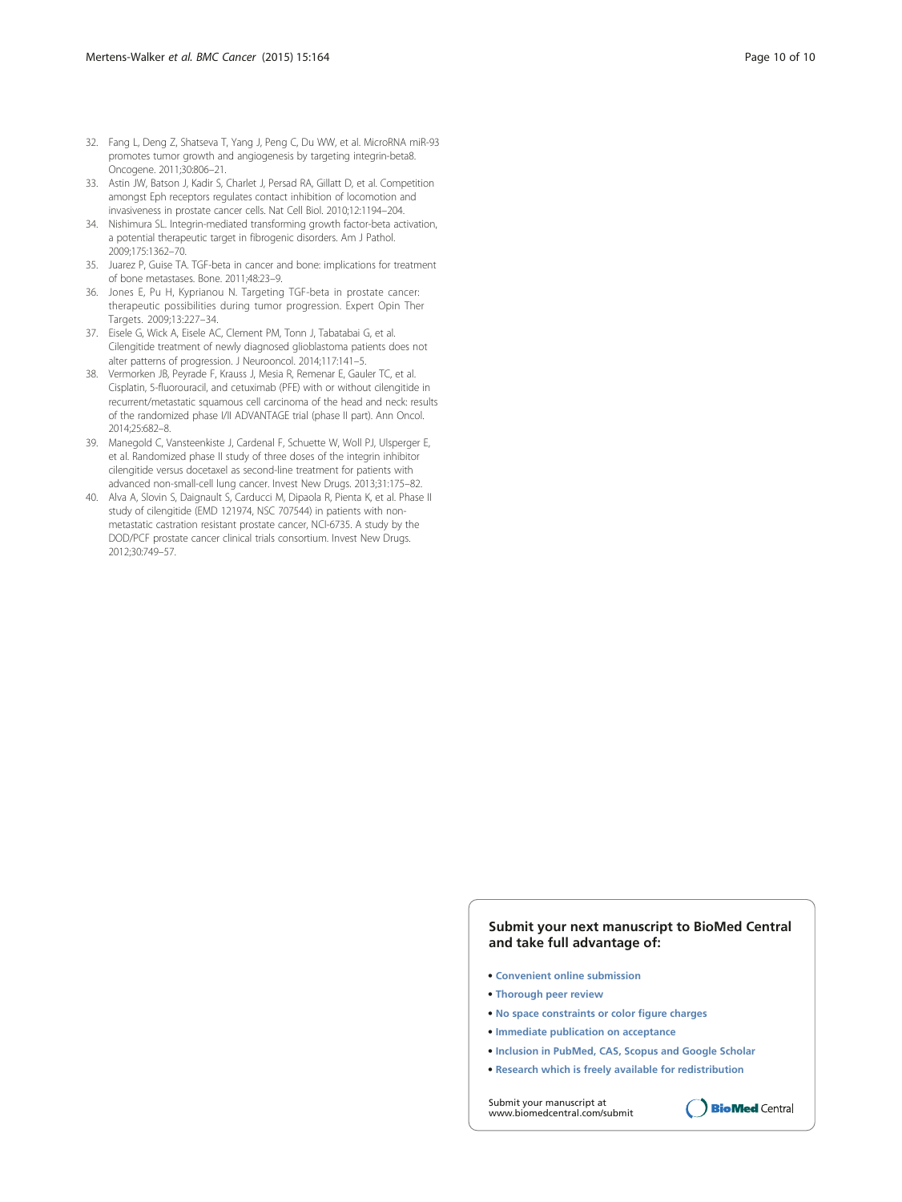32. Fang L, Deng Z, Shatseva T, Yang J, Peng C, Du WW, et al. MicroRNA miR-93 promotes tumor growth and angiogenesis by targeting integrin-beta8. Oncogene. 2011;30:806–21.
33. Astin JW, Batson J, Kadir S, Charlet J, Persad RA, Gillatt D, et al. Competition amongst Eph receptors regulates contact inhibition of locomotion and invasiveness in prostate cancer cells. Nat Cell Biol. 2010;12:1194–204.
34. Nishimura SL. Integrin-mediated transforming growth factor-beta activation, a potential therapeutic target in fibrogenic disorders. Am J Pathol. 2009;175:1362–70.
35. Juarez P, Guise TA. TGF-beta in cancer and bone: implications for treatment of bone metastases. Bone. 2011;48:23–9.
36. Jones E, Pu H, Kyprianou N. Targeting TGF-beta in prostate cancer: therapeutic possibilities during tumor progression. Expert Opin Ther Targets. 2009;13:227–34.
37. Eisele G, Wick A, Eisele AC, Clement PM, Tonn J, Tabatabai G, et al. Cilengitide treatment of newly diagnosed glioblastoma patients does not alter patterns of progression. J Neurooncol. 2014;117:141–5.
38. Vermorken JB, Peyrade F, Krauss J, Mesia R, Remenar E, Gauler TC, et al. Cisplatin, 5-fluorouracil, and cetuximab (PFE) with or without cilengitide in recurrent/metastatic squamous cell carcinoma of the head and neck: results of the randomized phase I/II ADVANTAGE trial (phase II part). Ann Oncol. 2014;25:682–8.
39. Manegold C, Vansteenkiste J, Cardenal F, Schuette W, Woll PJ, Ulsperger E, et al. Randomized phase II study of three doses of the integrin inhibitor cilengitide versus docetaxel as second-line treatment for patients with advanced non-small-cell lung cancer. Invest New Drugs. 2013;31:175–82.
40. Alva A, Slovin S, Daignault S, Carducci M, Dipaola R, Pienta K, et al. Phase II study of cilengitide (EMD 121974, NSC 707544) in patients with non-metastatic castration resistant prostate cancer, NCI-6735. A study by the DOD/PCF prostate cancer clinical trials consortium. Invest New Drugs. 2012;30:749–57.

**Submit your next manuscript to BioMed Central and take full advantage of:**

- **Convenient online submission**
- **Thorough peer review**
- **No space constraints or color figure charges**
- **Immediate publication on acceptance**
- **Inclusion in PubMed, CAS, Scopus and Google Scholar**
- **Research which is freely available for redistribution**

Submit your manuscript at
www.biomedcentral.com/submit

BioMed Central